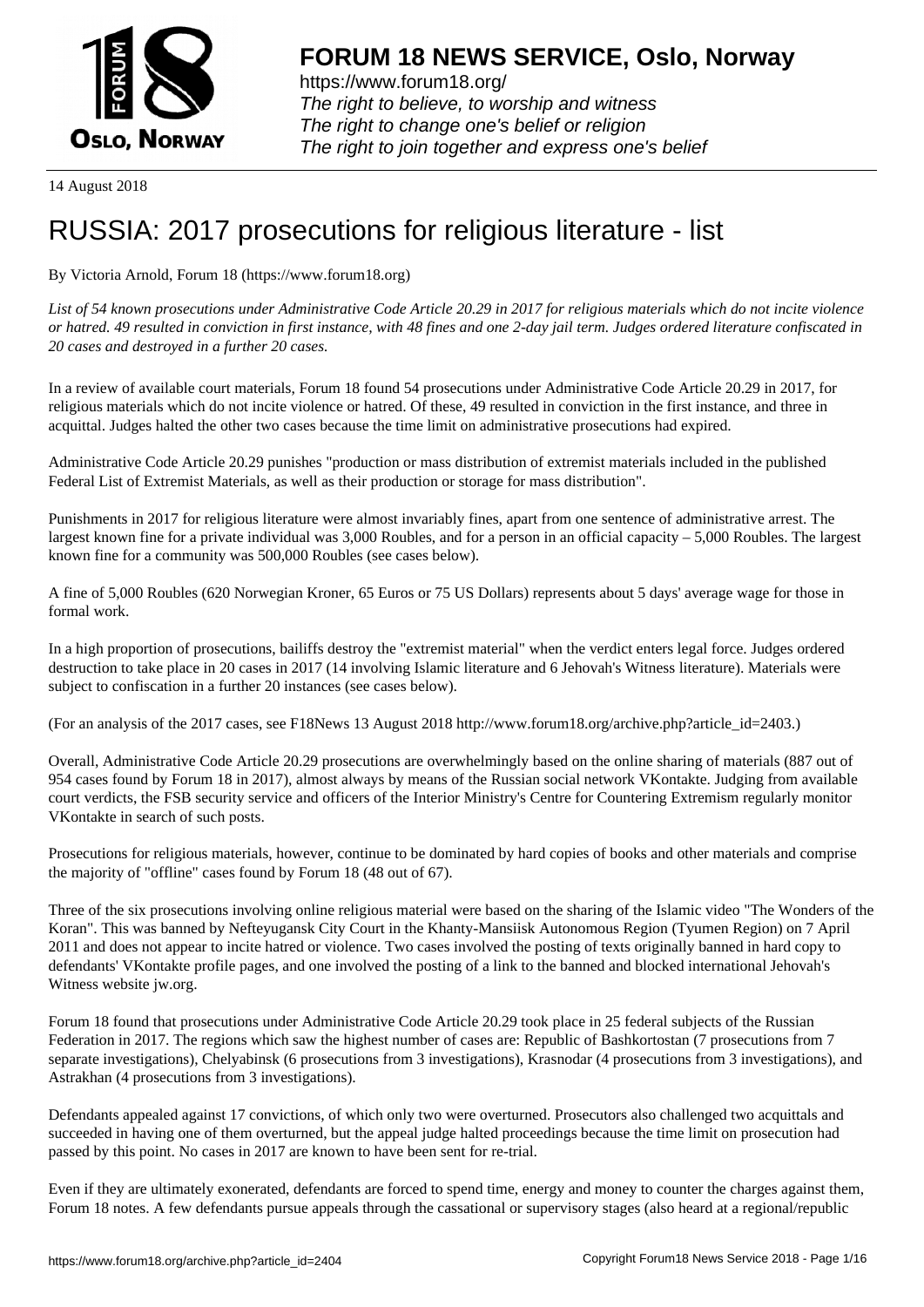# FORUM 18 NEWS SERVICE, Oslo, Norway

https://www.forum18.org/
*The right to believe, to worship and witness*
*The right to change one's belief or religion*
*The right to join together and express one's belief*

14 August 2018

# RUSSIA: 2017 prosecutions for religious literature - list

By Victoria Arnold, Forum 18 (https://www.forum18.org)

*List of 54 known prosecutions under Administrative Code Article 20.29 in 2017 for religious materials which do not incite violence or hatred. 49 resulted in conviction in first instance, with 48 fines and one 2-day jail term. Judges ordered literature confiscated in 20 cases and destroyed in a further 20 cases.*

In a review of available court materials, Forum 18 found 54 prosecutions under Administrative Code Article 20.29 in 2017, for religious materials which do not incite violence or hatred. Of these, 49 resulted in conviction in the first instance, and three in acquittal. Judges halted the other two cases because the time limit on administrative prosecutions had expired.

Administrative Code Article 20.29 punishes "production or mass distribution of extremist materials included in the published Federal List of Extremist Materials, as well as their production or storage for mass distribution".

Punishments in 2017 for religious literature were almost invariably fines, apart from one sentence of administrative arrest. The largest known fine for a private individual was 3,000 Roubles, and for a person in an official capacity – 5,000 Roubles. The largest known fine for a community was 500,000 Roubles (see cases below).

A fine of 5,000 Roubles (620 Norwegian Kroner, 65 Euros or 75 US Dollars) represents about 5 days' average wage for those in formal work.

In a high proportion of prosecutions, bailiffs destroy the "extremist material" when the verdict enters legal force. Judges ordered destruction to take place in 20 cases in 2017 (14 involving Islamic literature and 6 Jehovah's Witness literature). Materials were subject to confiscation in a further 20 instances (see cases below).

(For an analysis of the 2017 cases, see F18News 13 August 2018 http://www.forum18.org/archive.php?article_id=2403.)

Overall, Administrative Code Article 20.29 prosecutions are overwhelmingly based on the online sharing of materials (887 out of 954 cases found by Forum 18 in 2017), almost always by means of the Russian social network VKontakte. Judging from available court verdicts, the FSB security service and officers of the Interior Ministry's Centre for Countering Extremism regularly monitor VKontakte in search of such posts.

Prosecutions for religious materials, however, continue to be dominated by hard copies of books and other materials and comprise the majority of "offline" cases found by Forum 18 (48 out of 67).

Three of the six prosecutions involving online religious material were based on the sharing of the Islamic video "The Wonders of the Koran". This was banned by Nefteyugansk City Court in the Khanty-Mansiisk Autonomous Region (Tyumen Region) on 7 April 2011 and does not appear to incite hatred or violence. Two cases involved the posting of texts originally banned in hard copy to defendants' VKontakte profile pages, and one involved the posting of a link to the banned and blocked international Jehovah's Witness website jw.org.

Forum 18 found that prosecutions under Administrative Code Article 20.29 took place in 25 federal subjects of the Russian Federation in 2017. The regions which saw the highest number of cases are: Republic of Bashkortostan (7 prosecutions from 7 separate investigations), Chelyabinsk (6 prosecutions from 3 investigations), Krasnodar (4 prosecutions from 3 investigations), and Astrakhan (4 prosecutions from 3 investigations).

Defendants appealed against 17 convictions, of which only two were overturned. Prosecutors also challenged two acquittals and succeeded in having one of them overturned, but the appeal judge halted proceedings because the time limit on prosecution had passed by this point. No cases in 2017 are known to have been sent for re-trial.

Even if they are ultimately exonerated, defendants are forced to spend time, energy and money to counter the charges against them, Forum 18 notes. A few defendants pursue appeals through the cassational or supervisory stages (also heard at a regional/republic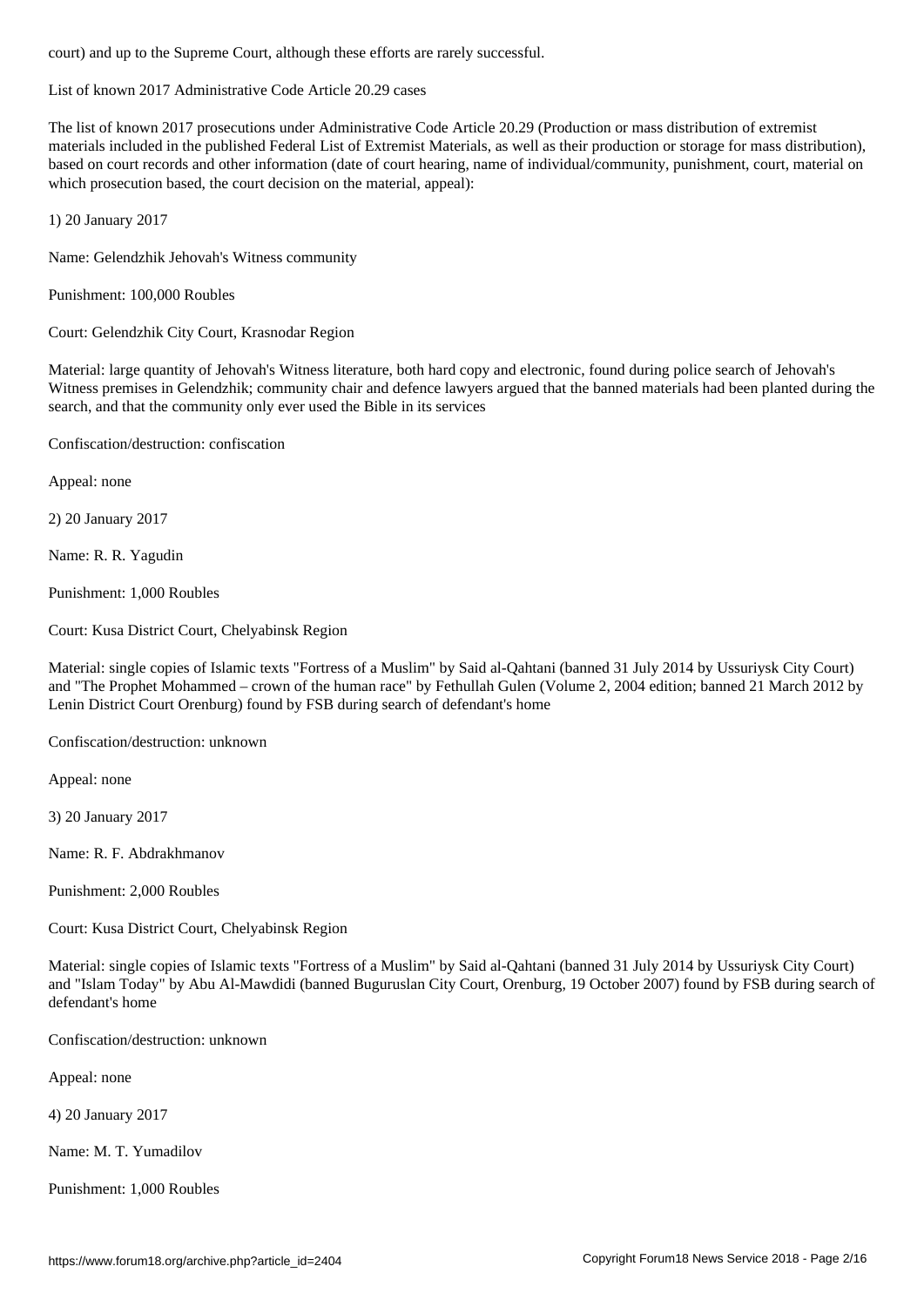court) and up to the Supreme Court, although these efforts are rarely successful.

List of known 2017 Administrative Code Article 20.29 cases

The list of known 2017 prosecutions under Administrative Code Article 20.29 (Production or mass distribution of extremist materials included in the published Federal List of Extremist Materials, as well as their production or storage for mass distribution), based on court records and other information (date of court hearing, name of individual/community, punishment, court, material on which prosecution based, the court decision on the material, appeal):

1) 20 January 2017

Name: Gelendzhik Jehovah's Witness community

Punishment: 100,000 Roubles

Court: Gelendzhik City Court, Krasnodar Region

Material: large quantity of Jehovah's Witness literature, both hard copy and electronic, found during police search of Jehovah's Witness premises in Gelendzhik; community chair and defence lawyers argued that the banned materials had been planted during the search, and that the community only ever used the Bible in its services

Confiscation/destruction: confiscation

Appeal: none

2) 20 January 2017

Name: R. R. Yagudin

Punishment: 1,000 Roubles

Court: Kusa District Court, Chelyabinsk Region

Material: single copies of Islamic texts "Fortress of a Muslim" by Said al-Qahtani (banned 31 July 2014 by Ussuriysk City Court) and "The Prophet Mohammed – crown of the human race" by Fethullah Gulen (Volume 2, 2004 edition; banned 21 March 2012 by Lenin District Court Orenburg) found by FSB during search of defendant's home

Confiscation/destruction: unknown

Appeal: none

3) 20 January 2017

Name: R. F. Abdrakhmanov

Punishment: 2,000 Roubles

Court: Kusa District Court, Chelyabinsk Region

Material: single copies of Islamic texts "Fortress of a Muslim" by Said al-Qahtani (banned 31 July 2014 by Ussuriysk City Court) and "Islam Today" by Abu Al-Mawdidi (banned Buguruslan City Court, Orenburg, 19 October 2007) found by FSB during search of defendant's home

Confiscation/destruction: unknown

Appeal: none

4) 20 January 2017

Name: M. T. Yumadilov

Punishment: 1,000 Roubles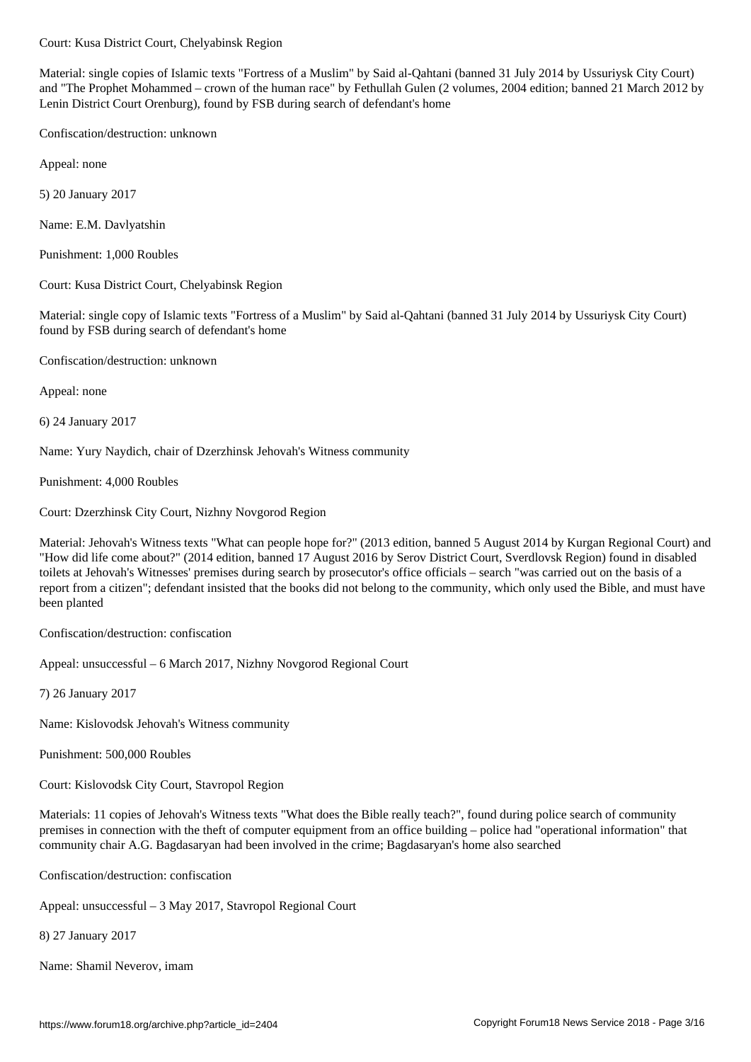Court: Kusa District Court, Chelyabinsk Region

Material: single copies of Islamic texts "Fortress of a Muslim" by Said al-Qahtani (banned 31 July 2014 by Ussuriysk City Court) and "The Prophet Mohammed – crown of the human race" by Fethullah Gulen (2 volumes, 2004 edition; banned 21 March 2012 by Lenin District Court Orenburg), found by FSB during search of defendant's home

Confiscation/destruction: unknown

Appeal: none

5) 20 January 2017

Name: E.M. Davlyatshin

Punishment: 1,000 Roubles

Court: Kusa District Court, Chelyabinsk Region

Material: single copy of Islamic texts "Fortress of a Muslim" by Said al-Qahtani (banned 31 July 2014 by Ussuriysk City Court) found by FSB during search of defendant's home

Confiscation/destruction: unknown

Appeal: none

6) 24 January 2017

Name: Yury Naydich, chair of Dzerzhinsk Jehovah's Witness community

Punishment: 4,000 Roubles

Court: Dzerzhinsk City Court, Nizhny Novgorod Region

Material: Jehovah's Witness texts "What can people hope for?" (2013 edition, banned 5 August 2014 by Kurgan Regional Court) and "How did life come about?" (2014 edition, banned 17 August 2016 by Serov District Court, Sverdlovsk Region) found in disabled toilets at Jehovah's Witnesses' premises during search by prosecutor's office officials – search "was carried out on the basis of a report from a citizen"; defendant insisted that the books did not belong to the community, which only used the Bible, and must have been planted

Confiscation/destruction: confiscation

Appeal: unsuccessful – 6 March 2017, Nizhny Novgorod Regional Court

7) 26 January 2017

Name: Kislovodsk Jehovah's Witness community

Punishment: 500,000 Roubles

Court: Kislovodsk City Court, Stavropol Region

Materials: 11 copies of Jehovah's Witness texts "What does the Bible really teach?", found during police search of community premises in connection with the theft of computer equipment from an office building – police had "operational information" that community chair A.G. Bagdasaryan had been involved in the crime; Bagdasaryan's home also searched

Confiscation/destruction: confiscation

Appeal: unsuccessful – 3 May 2017, Stavropol Regional Court

8) 27 January 2017

Name: Shamil Neverov, imam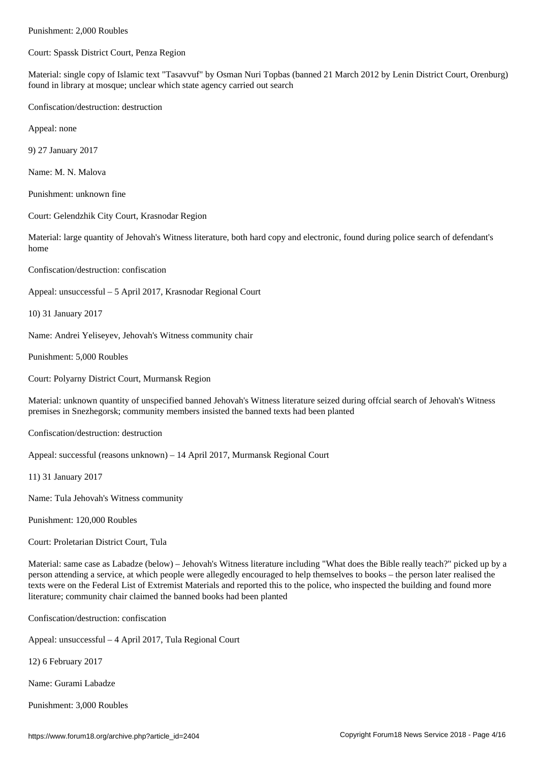Punishment: 2,000 Roubles

Court: Spassk District Court, Penza Region

Material: single copy of Islamic text "Tasavvuf" by Osman Nuri Topbas (banned 21 March 2012 by Lenin District Court, Orenburg) found in library at mosque; unclear which state agency carried out search

Confiscation/destruction: destruction

Appeal: none

9) 27 January 2017

Name: M. N. Malova

Punishment: unknown fine

Court: Gelendzhik City Court, Krasnodar Region

Material: large quantity of Jehovah's Witness literature, both hard copy and electronic, found during police search of defendant's home

Confiscation/destruction: confiscation

Appeal: unsuccessful – 5 April 2017, Krasnodar Regional Court

10) 31 January 2017

Name: Andrei Yeliseyev, Jehovah's Witness community chair

Punishment: 5,000 Roubles

Court: Polyarny District Court, Murmansk Region

Material: unknown quantity of unspecified banned Jehovah's Witness literature seized during offcial search of Jehovah's Witness premises in Snezhegorsk; community members insisted the banned texts had been planted

Confiscation/destruction: destruction

Appeal: successful (reasons unknown) – 14 April 2017, Murmansk Regional Court

11) 31 January 2017

Name: Tula Jehovah's Witness community

Punishment: 120,000 Roubles

Court: Proletarian District Court, Tula

Material: same case as Labadze (below) – Jehovah's Witness literature including "What does the Bible really teach?" picked up by a person attending a service, at which people were allegedly encouraged to help themselves to books – the person later realised the texts were on the Federal List of Extremist Materials and reported this to the police, who inspected the building and found more literature; community chair claimed the banned books had been planted

Confiscation/destruction: confiscation

Appeal: unsuccessful – 4 April 2017, Tula Regional Court

12) 6 February 2017

Name: Gurami Labadze

Punishment: 3,000 Roubles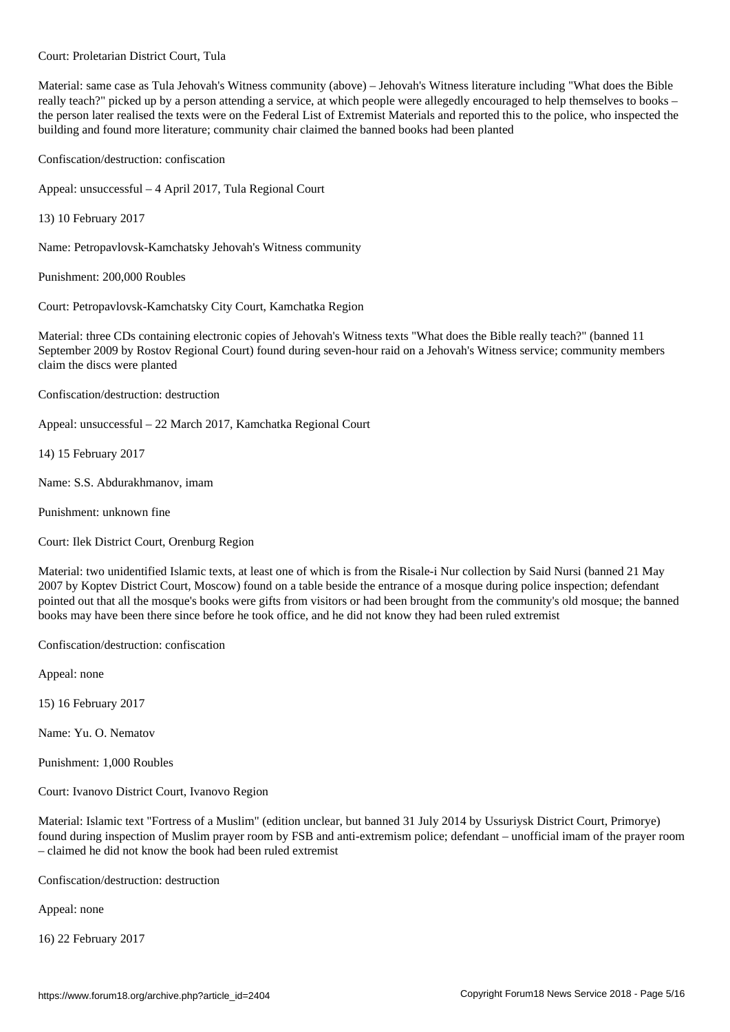Court: Proletarian District Court, Tula

Material: same case as Tula Jehovah's Witness community (above) – Jehovah's Witness literature including "What does the Bible really teach?" picked up by a person attending a service, at which people were allegedly encouraged to help themselves to books – the person later realised the texts were on the Federal List of Extremist Materials and reported this to the police, who inspected the building and found more literature; community chair claimed the banned books had been planted

Confiscation/destruction: confiscation

Appeal: unsuccessful – 4 April 2017, Tula Regional Court

13) 10 February 2017

Name: Petropavlovsk-Kamchatsky Jehovah's Witness community

Punishment: 200,000 Roubles

Court: Petropavlovsk-Kamchatsky City Court, Kamchatka Region

Material: three CDs containing electronic copies of Jehovah's Witness texts "What does the Bible really teach?" (banned 11 September 2009 by Rostov Regional Court) found during seven-hour raid on a Jehovah's Witness service; community members claim the discs were planted

Confiscation/destruction: destruction

Appeal: unsuccessful – 22 March 2017, Kamchatka Regional Court

14) 15 February 2017

Name: S.S. Abdurakhmanov, imam

Punishment: unknown fine

Court: Ilek District Court, Orenburg Region

Material: two unidentified Islamic texts, at least one of which is from the Risale-i Nur collection by Said Nursi (banned 21 May 2007 by Koptev District Court, Moscow) found on a table beside the entrance of a mosque during police inspection; defendant pointed out that all the mosque's books were gifts from visitors or had been brought from the community's old mosque; the banned books may have been there since before he took office, and he did not know they had been ruled extremist

Confiscation/destruction: confiscation

Appeal: none

15) 16 February 2017

Name: Yu. O. Nematov

Punishment: 1,000 Roubles

Court: Ivanovo District Court, Ivanovo Region

Material: Islamic text "Fortress of a Muslim" (edition unclear, but banned 31 July 2014 by Ussuriysk District Court, Primorye) found during inspection of Muslim prayer room by FSB and anti-extremism police; defendant – unofficial imam of the prayer room – claimed he did not know the book had been ruled extremist

Confiscation/destruction: destruction

Appeal: none

16) 22 February 2017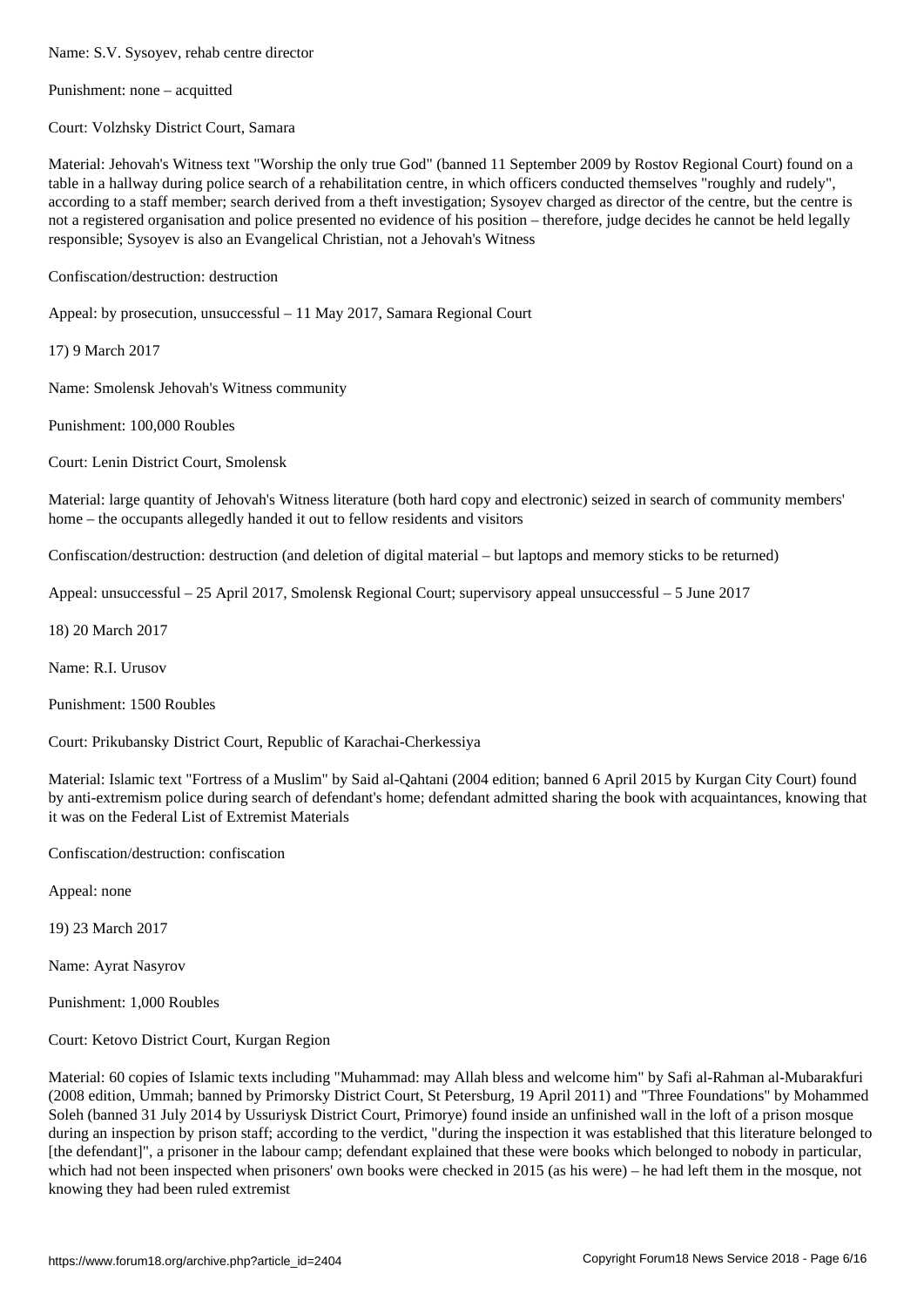Name: S.V. Sysoyev, rehab centre director

Punishment: none – acquitted

Court: Volzhsky District Court, Samara

Material: Jehovah's Witness text "Worship the only true God" (banned 11 September 2009 by Rostov Regional Court) found on a table in a hallway during police search of a rehabilitation centre, in which officers conducted themselves "roughly and rudely", according to a staff member; search derived from a theft investigation; Sysoyev charged as director of the centre, but the centre is not a registered organisation and police presented no evidence of his position – therefore, judge decides he cannot be held legally responsible; Sysoyev is also an Evangelical Christian, not a Jehovah's Witness

Confiscation/destruction: destruction

Appeal: by prosecution, unsuccessful – 11 May 2017, Samara Regional Court

17) 9 March 2017

Name: Smolensk Jehovah's Witness community

Punishment: 100,000 Roubles

Court: Lenin District Court, Smolensk

Material: large quantity of Jehovah's Witness literature (both hard copy and electronic) seized in search of community members' home – the occupants allegedly handed it out to fellow residents and visitors

Confiscation/destruction: destruction (and deletion of digital material – but laptops and memory sticks to be returned)

Appeal: unsuccessful – 25 April 2017, Smolensk Regional Court; supervisory appeal unsuccessful – 5 June 2017

18) 20 March 2017

Name: R.I. Urusov

Punishment: 1500 Roubles

Court: Prikubansky District Court, Republic of Karachai-Cherkessiya

Material: Islamic text "Fortress of a Muslim" by Said al-Qahtani (2004 edition; banned 6 April 2015 by Kurgan City Court) found by anti-extremism police during search of defendant's home; defendant admitted sharing the book with acquaintances, knowing that it was on the Federal List of Extremist Materials

Confiscation/destruction: confiscation

Appeal: none

19) 23 March 2017

Name: Ayrat Nasyrov

Punishment: 1,000 Roubles

Court: Ketovo District Court, Kurgan Region

Material: 60 copies of Islamic texts including "Muhammad: may Allah bless and welcome him" by Safi al-Rahman al-Mubarakfuri (2008 edition, Ummah; banned by Primorsky District Court, St Petersburg, 19 April 2011) and "Three Foundations" by Mohammed Soleh (banned 31 July 2014 by Ussuriysk District Court, Primorye) found inside an unfinished wall in the loft of a prison mosque during an inspection by prison staff; according to the verdict, "during the inspection it was established that this literature belonged to [the defendant]", a prisoner in the labour camp; defendant explained that these were books which belonged to nobody in particular, which had not been inspected when prisoners' own books were checked in 2015 (as his were) – he had left them in the mosque, not knowing they had been ruled extremist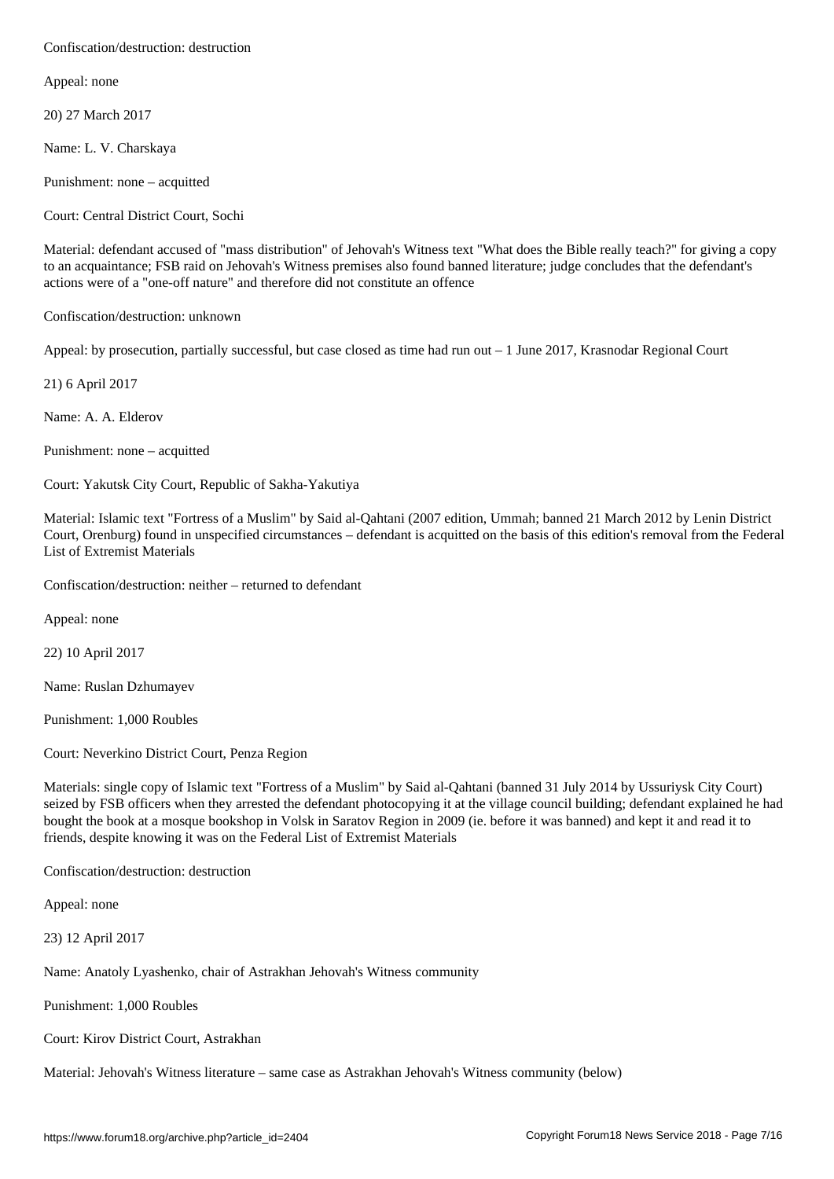Confiscation/destruction: destruction

Appeal: none

20) 27 March 2017

Name: L. V. Charskaya

Punishment: none – acquitted

Court: Central District Court, Sochi

Material: defendant accused of "mass distribution" of Jehovah's Witness text "What does the Bible really teach?" for giving a copy to an acquaintance; FSB raid on Jehovah's Witness premises also found banned literature; judge concludes that the defendant's actions were of a "one-off nature" and therefore did not constitute an offence

Confiscation/destruction: unknown

Appeal: by prosecution, partially successful, but case closed as time had run out – 1 June 2017, Krasnodar Regional Court

21) 6 April 2017

Name: A. A. Elderov

Punishment: none – acquitted

Court: Yakutsk City Court, Republic of Sakha-Yakutiya

Material: Islamic text "Fortress of a Muslim" by Said al-Qahtani (2007 edition, Ummah; banned 21 March 2012 by Lenin District Court, Orenburg) found in unspecified circumstances – defendant is acquitted on the basis of this edition's removal from the Federal List of Extremist Materials

Confiscation/destruction: neither – returned to defendant

Appeal: none

22) 10 April 2017

Name: Ruslan Dzhumayev

Punishment: 1,000 Roubles

Court: Neverkino District Court, Penza Region

Materials: single copy of Islamic text "Fortress of a Muslim" by Said al-Qahtani (banned 31 July 2014 by Ussuriysk City Court) seized by FSB officers when they arrested the defendant photocopying it at the village council building; defendant explained he had bought the book at a mosque bookshop in Volsk in Saratov Region in 2009 (ie. before it was banned) and kept it and read it to friends, despite knowing it was on the Federal List of Extremist Materials

Confiscation/destruction: destruction

Appeal: none

23) 12 April 2017

Name: Anatoly Lyashenko, chair of Astrakhan Jehovah's Witness community

Punishment: 1,000 Roubles

Court: Kirov District Court, Astrakhan

Material: Jehovah's Witness literature – same case as Astrakhan Jehovah's Witness community (below)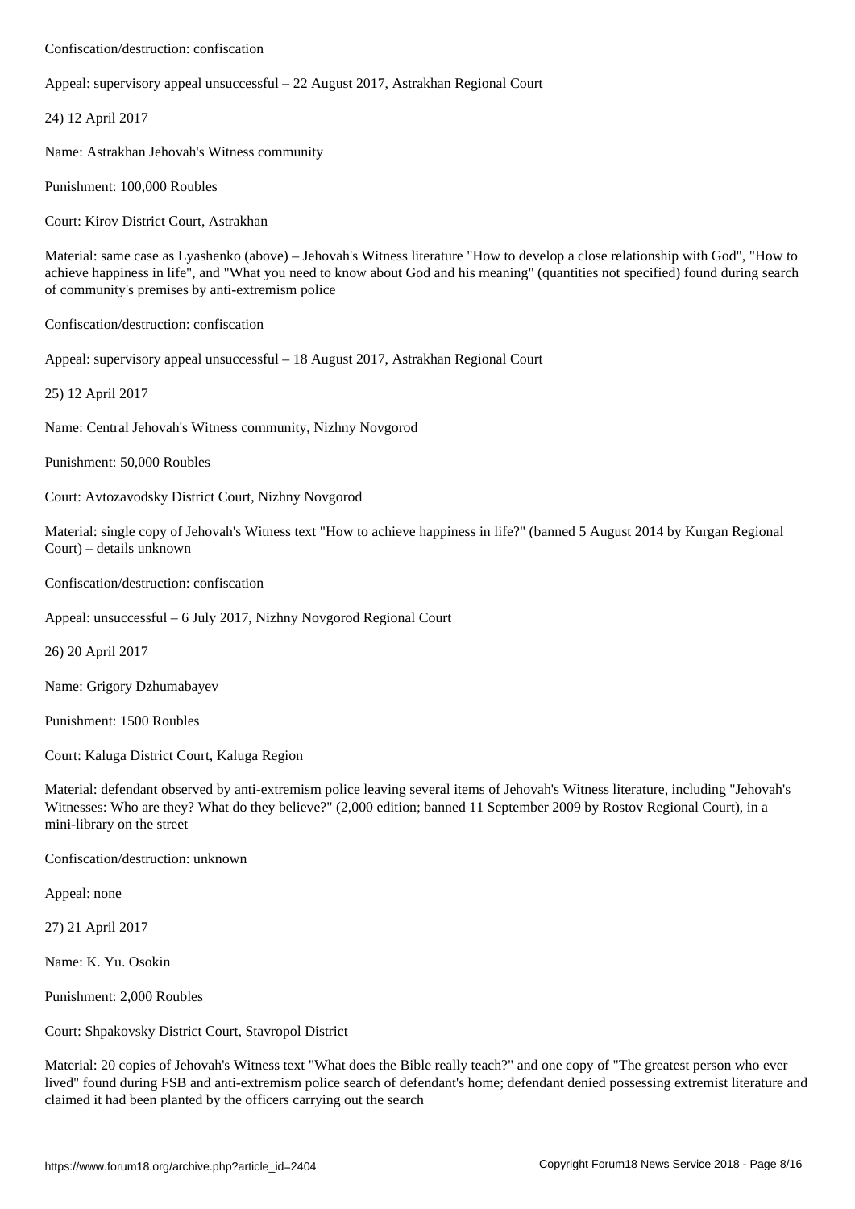Confiscation/destruction: confiscation

Appeal: supervisory appeal unsuccessful – 22 August 2017, Astrakhan Regional Court

24) 12 April 2017

Name: Astrakhan Jehovah's Witness community

Punishment: 100,000 Roubles

Court: Kirov District Court, Astrakhan

Material: same case as Lyashenko (above) – Jehovah's Witness literature "How to develop a close relationship with God", "How to achieve happiness in life", and "What you need to know about God and his meaning" (quantities not specified) found during search of community's premises by anti-extremism police

Confiscation/destruction: confiscation

Appeal: supervisory appeal unsuccessful – 18 August 2017, Astrakhan Regional Court

25) 12 April 2017

Name: Central Jehovah's Witness community, Nizhny Novgorod

Punishment: 50,000 Roubles

Court: Avtozavodsky District Court, Nizhny Novgorod

Material: single copy of Jehovah's Witness text "How to achieve happiness in life?" (banned 5 August 2014 by Kurgan Regional Court) – details unknown

Confiscation/destruction: confiscation

Appeal: unsuccessful – 6 July 2017, Nizhny Novgorod Regional Court

26) 20 April 2017

Name: Grigory Dzhumabayev

Punishment: 1500 Roubles

Court: Kaluga District Court, Kaluga Region

Material: defendant observed by anti-extremism police leaving several items of Jehovah's Witness literature, including "Jehovah's Witnesses: Who are they? What do they believe?" (2,000 edition; banned 11 September 2009 by Rostov Regional Court), in a mini-library on the street

Confiscation/destruction: unknown

Appeal: none

27) 21 April 2017

Name: K. Yu. Osokin

Punishment: 2,000 Roubles

Court: Shpakovsky District Court, Stavropol District

Material: 20 copies of Jehovah's Witness text "What does the Bible really teach?" and one copy of "The greatest person who ever lived" found during FSB and anti-extremism police search of defendant's home; defendant denied possessing extremist literature and claimed it had been planted by the officers carrying out the search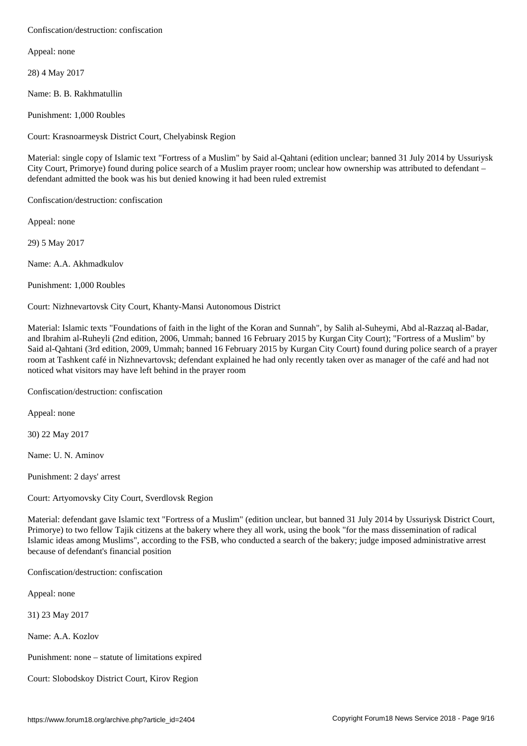Confiscation/destruction: confiscation

Appeal: none

28) 4 May 2017

Name: B. B. Rakhmatullin

Punishment: 1,000 Roubles

Court: Krasnoarmeysk District Court, Chelyabinsk Region

Material: single copy of Islamic text "Fortress of a Muslim" by Said al-Qahtani (edition unclear; banned 31 July 2014 by Ussuriysk City Court, Primorye) found during police search of a Muslim prayer room; unclear how ownership was attributed to defendant – defendant admitted the book was his but denied knowing it had been ruled extremist

Confiscation/destruction: confiscation

Appeal: none

29) 5 May 2017

Name: A.A. Akhmadkulov

Punishment: 1,000 Roubles

Court: Nizhnevartovsk City Court, Khanty-Mansi Autonomous District

Material: Islamic texts "Foundations of faith in the light of the Koran and Sunnah", by Salih al-Suheymi, Abd al-Razzaq al-Badar, and Ibrahim al-Ruheyli (2nd edition, 2006, Ummah; banned 16 February 2015 by Kurgan City Court); "Fortress of a Muslim" by Said al-Qahtani (3rd edition, 2009, Ummah; banned 16 February 2015 by Kurgan City Court) found during police search of a prayer room at Tashkent café in Nizhnevartovsk; defendant explained he had only recently taken over as manager of the café and had not noticed what visitors may have left behind in the prayer room

Confiscation/destruction: confiscation

Appeal: none

30) 22 May 2017

Name: U. N. Aminov

Punishment: 2 days' arrest

Court: Artyomovsky City Court, Sverdlovsk Region

Material: defendant gave Islamic text "Fortress of a Muslim" (edition unclear, but banned 31 July 2014 by Ussuriysk District Court, Primorye) to two fellow Tajik citizens at the bakery where they all work, using the book "for the mass dissemination of radical Islamic ideas among Muslims", according to the FSB, who conducted a search of the bakery; judge imposed administrative arrest because of defendant's financial position

Confiscation/destruction: confiscation

Appeal: none

31) 23 May 2017

Name: A.A. Kozlov

Punishment: none – statute of limitations expired

Court: Slobodskoy District Court, Kirov Region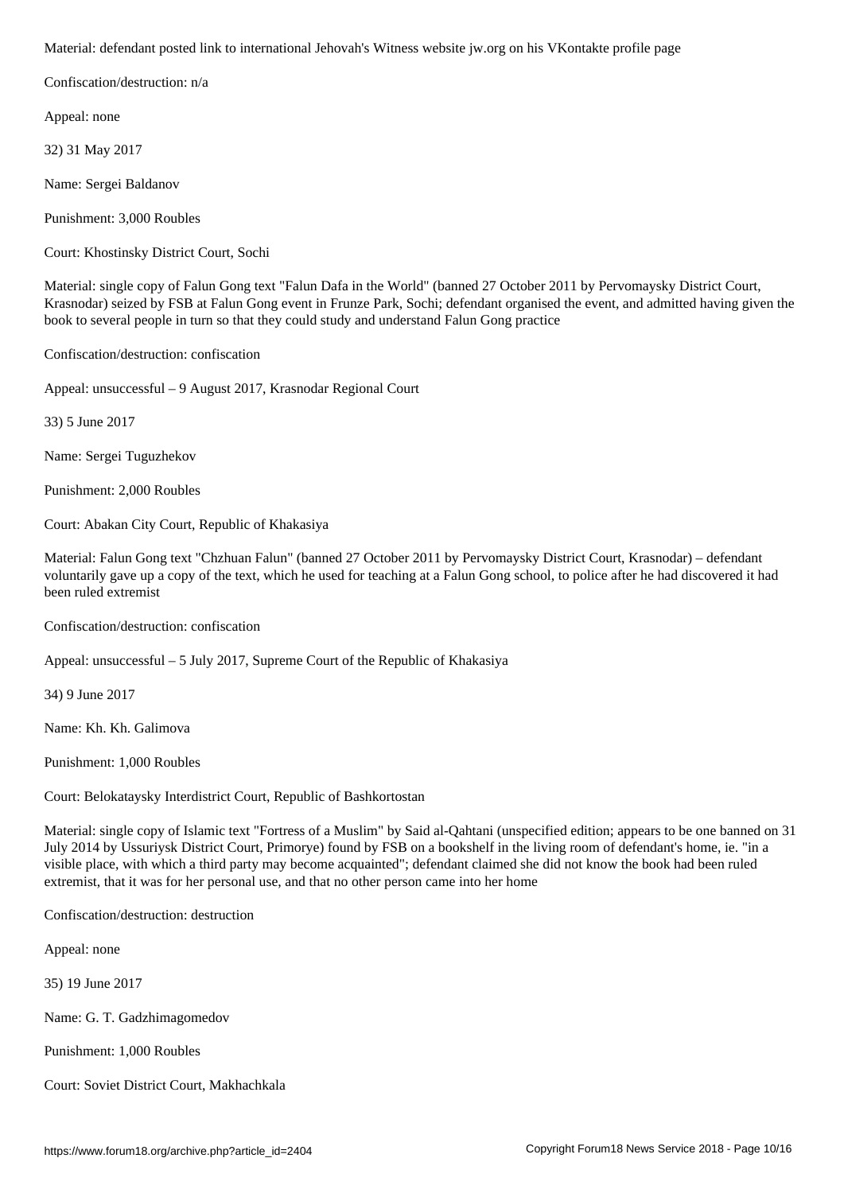Material: defendant posted link to international Jehovah's Witness website jw.org on his VKontakte profile page

Confiscation/destruction: n/a

Appeal: none

32) 31 May 2017

Name: Sergei Baldanov

Punishment: 3,000 Roubles

Court: Khostinsky District Court, Sochi

Material: single copy of Falun Gong text "Falun Dafa in the World" (banned 27 October 2011 by Pervomaysky District Court, Krasnodar) seized by FSB at Falun Gong event in Frunze Park, Sochi; defendant organised the event, and admitted having given the book to several people in turn so that they could study and understand Falun Gong practice

Confiscation/destruction: confiscation

Appeal: unsuccessful – 9 August 2017, Krasnodar Regional Court

33) 5 June 2017

Name: Sergei Tuguzhekov

Punishment: 2,000 Roubles

Court: Abakan City Court, Republic of Khakasiya

Material: Falun Gong text "Chzhuan Falun" (banned 27 October 2011 by Pervomaysky District Court, Krasnodar) – defendant voluntarily gave up a copy of the text, which he used for teaching at a Falun Gong school, to police after he had discovered it had been ruled extremist

Confiscation/destruction: confiscation

Appeal: unsuccessful – 5 July 2017, Supreme Court of the Republic of Khakasiya

34) 9 June 2017

Name: Kh. Kh. Galimova

Punishment: 1,000 Roubles

Court: Belokataysky Interdistrict Court, Republic of Bashkortostan

Material: single copy of Islamic text "Fortress of a Muslim" by Said al-Qahtani (unspecified edition; appears to be one banned on 31 July 2014 by Ussuriysk District Court, Primorye) found by FSB on a bookshelf in the living room of defendant's home, ie. "in a visible place, with which a third party may become acquainted"; defendant claimed she did not know the book had been ruled extremist, that it was for her personal use, and that no other person came into her home

Confiscation/destruction: destruction

Appeal: none

35) 19 June 2017

Name: G. T. Gadzhimagomedov

Punishment: 1,000 Roubles

Court: Soviet District Court, Makhachkala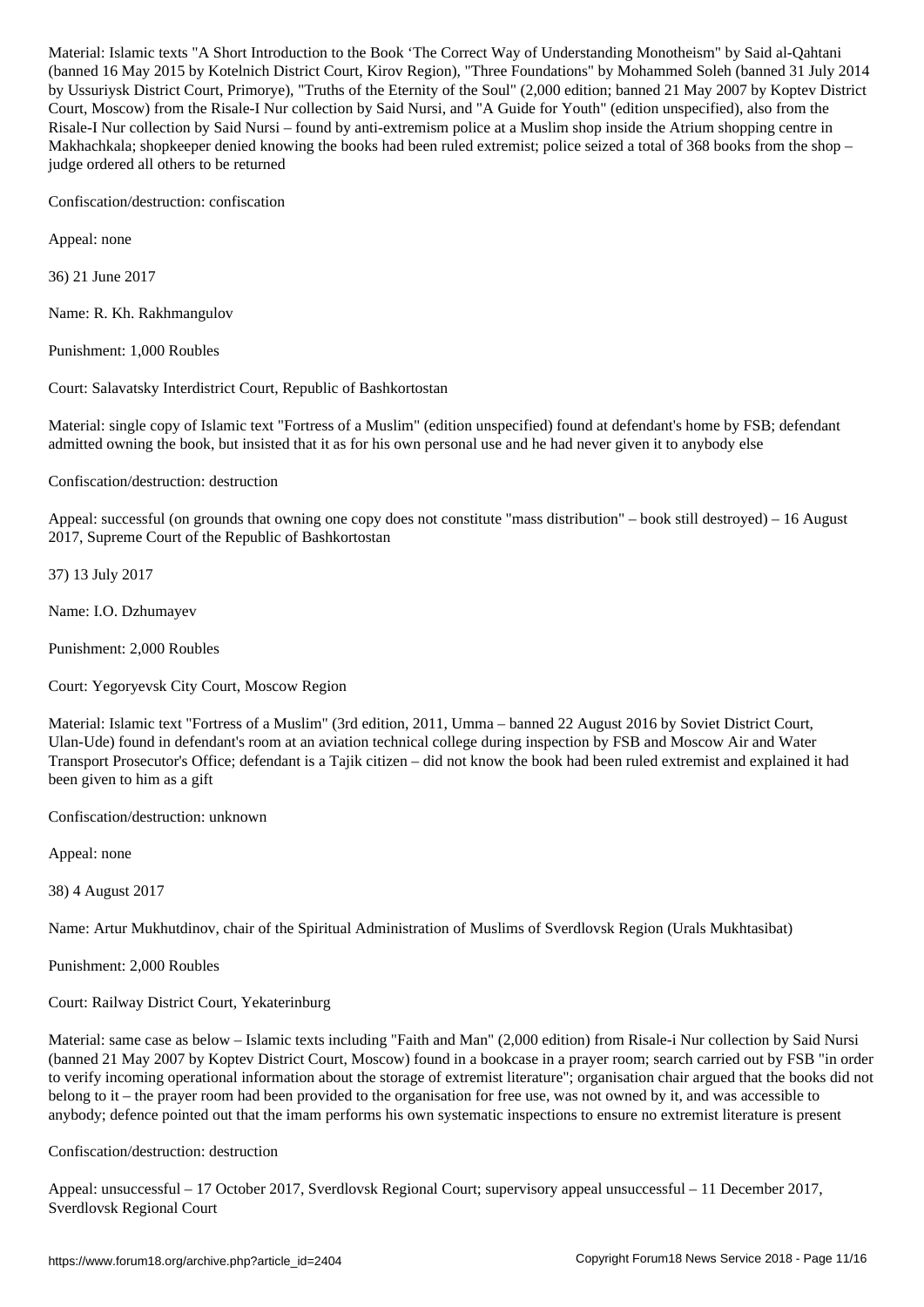Material: Islamic texts "A Short Introduction to the Book 'The Correct Way of Understanding Monotheism" by Said al-Qahtani (banned 16 May 2015 by Kotelnich District Court, Kirov Region), "Three Foundations" by Mohammed Soleh (banned 31 July 2014 by Ussuriysk District Court, Primorye), "Truths of the Eternity of the Soul" (2,000 edition; banned 21 May 2007 by Koptev District Court, Moscow) from the Risale-I Nur collection by Said Nursi, and "A Guide for Youth" (edition unspecified), also from the Risale-I Nur collection by Said Nursi – found by anti-extremism police at a Muslim shop inside the Atrium shopping centre in Makhachkala; shopkeeper denied knowing the books had been ruled extremist; police seized a total of 368 books from the shop – judge ordered all others to be returned

Confiscation/destruction: confiscation

Appeal: none

36) 21 June 2017

Name: R. Kh. Rakhmangulov

Punishment: 1,000 Roubles

Court: Salavatsky Interdistrict Court, Republic of Bashkortostan

Material: single copy of Islamic text "Fortress of a Muslim" (edition unspecified) found at defendant's home by FSB; defendant admitted owning the book, but insisted that it as for his own personal use and he had never given it to anybody else

Confiscation/destruction: destruction

Appeal: successful (on grounds that owning one copy does not constitute "mass distribution" – book still destroyed) – 16 August 2017, Supreme Court of the Republic of Bashkortostan

37) 13 July 2017

Name: I.O. Dzhumayev

Punishment: 2,000 Roubles

Court: Yegoryevsk City Court, Moscow Region

Material: Islamic text "Fortress of a Muslim" (3rd edition, 2011, Umma – banned 22 August 2016 by Soviet District Court, Ulan-Ude) found in defendant's room at an aviation technical college during inspection by FSB and Moscow Air and Water Transport Prosecutor's Office; defendant is a Tajik citizen – did not know the book had been ruled extremist and explained it had been given to him as a gift

Confiscation/destruction: unknown

Appeal: none

38) 4 August 2017

Name: Artur Mukhutdinov, chair of the Spiritual Administration of Muslims of Sverdlovsk Region (Urals Mukhtasibat)

Punishment: 2,000 Roubles

Court: Railway District Court, Yekaterinburg

Material: same case as below – Islamic texts including "Faith and Man" (2,000 edition) from Risale-i Nur collection by Said Nursi (banned 21 May 2007 by Koptev District Court, Moscow) found in a bookcase in a prayer room; search carried out by FSB "in order to verify incoming operational information about the storage of extremist literature"; organisation chair argued that the books did not belong to it – the prayer room had been provided to the organisation for free use, was not owned by it, and was accessible to anybody; defence pointed out that the imam performs his own systematic inspections to ensure no extremist literature is present

Confiscation/destruction: destruction

Appeal: unsuccessful – 17 October 2017, Sverdlovsk Regional Court; supervisory appeal unsuccessful – 11 December 2017, Sverdlovsk Regional Court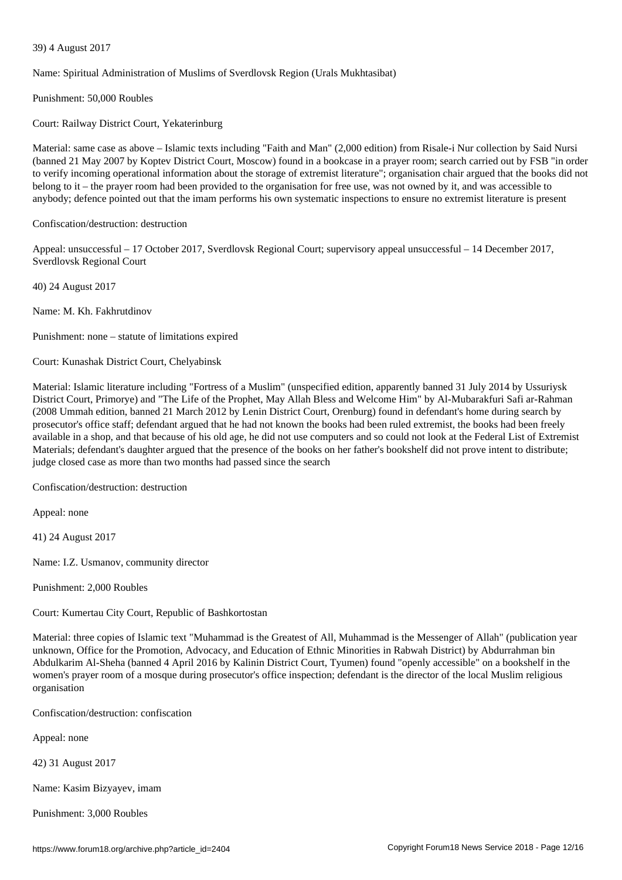39) 4 August 2017

Name: Spiritual Administration of Muslims of Sverdlovsk Region (Urals Mukhtasibat)

Punishment: 50,000 Roubles

Court: Railway District Court, Yekaterinburg

Material: same case as above – Islamic texts including "Faith and Man" (2,000 edition) from Risale-i Nur collection by Said Nursi (banned 21 May 2007 by Koptev District Court, Moscow) found in a bookcase in a prayer room; search carried out by FSB "in order to verify incoming operational information about the storage of extremist literature"; organisation chair argued that the books did not belong to it – the prayer room had been provided to the organisation for free use, was not owned by it, and was accessible to anybody; defence pointed out that the imam performs his own systematic inspections to ensure no extremist literature is present

Confiscation/destruction: destruction

Appeal: unsuccessful – 17 October 2017, Sverdlovsk Regional Court; supervisory appeal unsuccessful – 14 December 2017, Sverdlovsk Regional Court

40) 24 August 2017

Name: M. Kh. Fakhrutdinov

Punishment: none – statute of limitations expired

Court: Kunashak District Court, Chelyabinsk

Material: Islamic literature including "Fortress of a Muslim" (unspecified edition, apparently banned 31 July 2014 by Ussuriysk District Court, Primorye) and "The Life of the Prophet, May Allah Bless and Welcome Him" by Al-Mubarakfuri Safi ar-Rahman (2008 Ummah edition, banned 21 March 2012 by Lenin District Court, Orenburg) found in defendant's home during search by prosecutor's office staff; defendant argued that he had not known the books had been ruled extremist, the books had been freely available in a shop, and that because of his old age, he did not use computers and so could not look at the Federal List of Extremist Materials; defendant's daughter argued that the presence of the books on her father's bookshelf did not prove intent to distribute; judge closed case as more than two months had passed since the search

Confiscation/destruction: destruction

Appeal: none

41) 24 August 2017

Name: I.Z. Usmanov, community director

Punishment: 2,000 Roubles

Court: Kumertau City Court, Republic of Bashkortostan

Material: three copies of Islamic text "Muhammad is the Greatest of All, Muhammad is the Messenger of Allah" (publication year unknown, Office for the Promotion, Advocacy, and Education of Ethnic Minorities in Rabwah District) by Abdurrahman bin Abdulkarim Al-Sheha (banned 4 April 2016 by Kalinin District Court, Tyumen) found "openly accessible" on a bookshelf in the women's prayer room of a mosque during prosecutor's office inspection; defendant is the director of the local Muslim religious organisation

Confiscation/destruction: confiscation

Appeal: none

42) 31 August 2017

Name: Kasim Bizyayev, imam

Punishment: 3,000 Roubles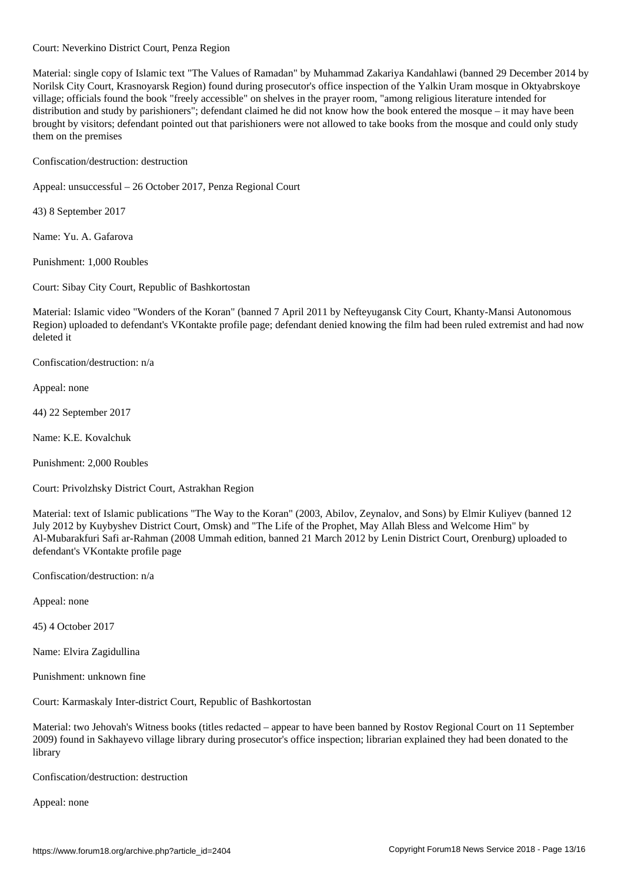Court: Neverkino District Court, Penza Region

Material: single copy of Islamic text "The Values of Ramadan" by Muhammad Zakariya Kandahlawi (banned 29 December 2014 by Norilsk City Court, Krasnoyarsk Region) found during prosecutor's office inspection of the Yalkin Uram mosque in Oktyabrskoye village; officials found the book "freely accessible" on shelves in the prayer room, "among religious literature intended for distribution and study by parishioners"; defendant claimed he did not know how the book entered the mosque – it may have been brought by visitors; defendant pointed out that parishioners were not allowed to take books from the mosque and could only study them on the premises

Confiscation/destruction: destruction

Appeal: unsuccessful – 26 October 2017, Penza Regional Court

43) 8 September 2017

Name: Yu. A. Gafarova

Punishment: 1,000 Roubles

Court: Sibay City Court, Republic of Bashkortostan

Material: Islamic video "Wonders of the Koran" (banned 7 April 2011 by Nefteyugansk City Court, Khanty-Mansi Autonomous Region) uploaded to defendant's VKontakte profile page; defendant denied knowing the film had been ruled extremist and had now deleted it

Confiscation/destruction: n/a

Appeal: none

44) 22 September 2017

Name: K.E. Kovalchuk

Punishment: 2,000 Roubles

Court: Privolzhsky District Court, Astrakhan Region

Material: text of Islamic publications "The Way to the Koran" (2003, Abilov, Zeynalov, and Sons) by Elmir Kuliyev (banned 12 July 2012 by Kuybyshev District Court, Omsk) and "The Life of the Prophet, May Allah Bless and Welcome Him" by Al-Mubarakfuri Safi ar-Rahman (2008 Ummah edition, banned 21 March 2012 by Lenin District Court, Orenburg) uploaded to defendant's VKontakte profile page

Confiscation/destruction: n/a

Appeal: none

45) 4 October 2017

Name: Elvira Zagidullina

Punishment: unknown fine

Court: Karmaskaly Inter-district Court, Republic of Bashkortostan

Material: two Jehovah's Witness books (titles redacted – appear to have been banned by Rostov Regional Court on 11 September 2009) found in Sakhayevo village library during prosecutor's office inspection; librarian explained they had been donated to the library

Confiscation/destruction: destruction

Appeal: none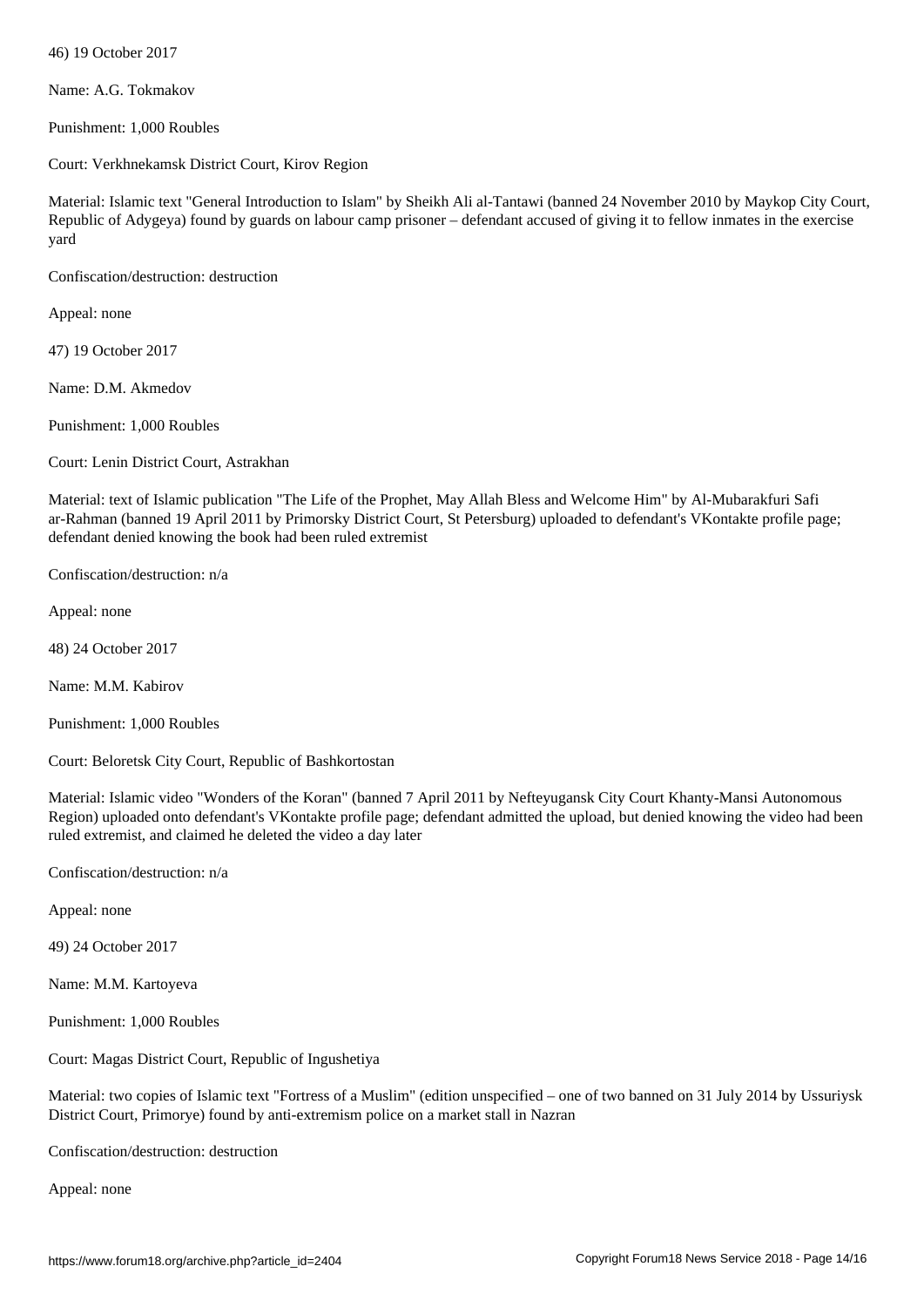46) 19 October 2017

Name: A.G. Tokmakov

Punishment: 1,000 Roubles

Court: Verkhnekamsk District Court, Kirov Region

Material: Islamic text "General Introduction to Islam" by Sheikh Ali al-Tantawi (banned 24 November 2010 by Maykop City Court, Republic of Adygeya) found by guards on labour camp prisoner – defendant accused of giving it to fellow inmates in the exercise yard

Confiscation/destruction: destruction

Appeal: none

47) 19 October 2017

Name: D.M. Akmedov

Punishment: 1,000 Roubles

Court: Lenin District Court, Astrakhan

Material: text of Islamic publication "The Life of the Prophet, May Allah Bless and Welcome Him" by Al-Mubarakfuri Safi ar-Rahman (banned 19 April 2011 by Primorsky District Court, St Petersburg) uploaded to defendant's VKontakte profile page; defendant denied knowing the book had been ruled extremist

Confiscation/destruction: n/a

Appeal: none

48) 24 October 2017

Name: M.M. Kabirov

Punishment: 1,000 Roubles

Court: Beloretsk City Court, Republic of Bashkortostan

Material: Islamic video "Wonders of the Koran" (banned 7 April 2011 by Nefteyugansk City Court Khanty-Mansi Autonomous Region) uploaded onto defendant's VKontakte profile page; defendant admitted the upload, but denied knowing the video had been ruled extremist, and claimed he deleted the video a day later

Confiscation/destruction: n/a

Appeal: none

49) 24 October 2017

Name: M.M. Kartoyeva

Punishment: 1,000 Roubles

Court: Magas District Court, Republic of Ingushetiya

Material: two copies of Islamic text "Fortress of a Muslim" (edition unspecified – one of two banned on 31 July 2014 by Ussuriysk District Court, Primorye) found by anti-extremism police on a market stall in Nazran

Confiscation/destruction: destruction

Appeal: none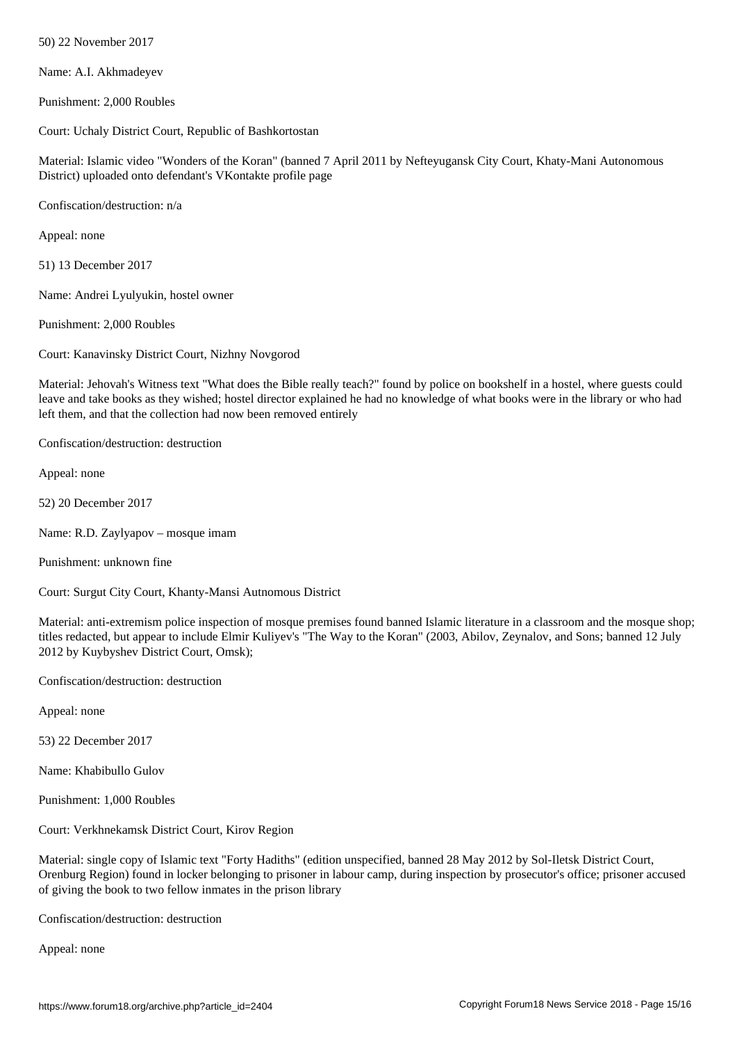50) 22 November 2017

Name: A.I. Akhmadeyev

Punishment: 2,000 Roubles

Court: Uchaly District Court, Republic of Bashkortostan

Material: Islamic video "Wonders of the Koran" (banned 7 April 2011 by Nefteyugansk City Court, Khaty-Mani Autonomous District) uploaded onto defendant's VKontakte profile page

Confiscation/destruction: n/a

Appeal: none

51) 13 December 2017

Name: Andrei Lyulyukin, hostel owner

Punishment: 2,000 Roubles

Court: Kanavinsky District Court, Nizhny Novgorod

Material: Jehovah's Witness text "What does the Bible really teach?" found by police on bookshelf in a hostel, where guests could leave and take books as they wished; hostel director explained he had no knowledge of what books were in the library or who had left them, and that the collection had now been removed entirely

Confiscation/destruction: destruction

Appeal: none

52) 20 December 2017

Name: R.D. Zaylyapov – mosque imam

Punishment: unknown fine

Court: Surgut City Court, Khanty-Mansi Autnomous District

Material: anti-extremism police inspection of mosque premises found banned Islamic literature in a classroom and the mosque shop; titles redacted, but appear to include Elmir Kuliyev's "The Way to the Koran" (2003, Abilov, Zeynalov, and Sons; banned 12 July 2012 by Kuybyshev District Court, Omsk);

Confiscation/destruction: destruction

Appeal: none

53) 22 December 2017

Name: Khabibullo Gulov

Punishment: 1,000 Roubles

Court: Verkhnekamsk District Court, Kirov Region

Material: single copy of Islamic text "Forty Hadiths" (edition unspecified, banned 28 May 2012 by Sol-Iletsk District Court, Orenburg Region) found in locker belonging to prisoner in labour camp, during inspection by prosecutor's office; prisoner accused of giving the book to two fellow inmates in the prison library

Confiscation/destruction: destruction

Appeal: none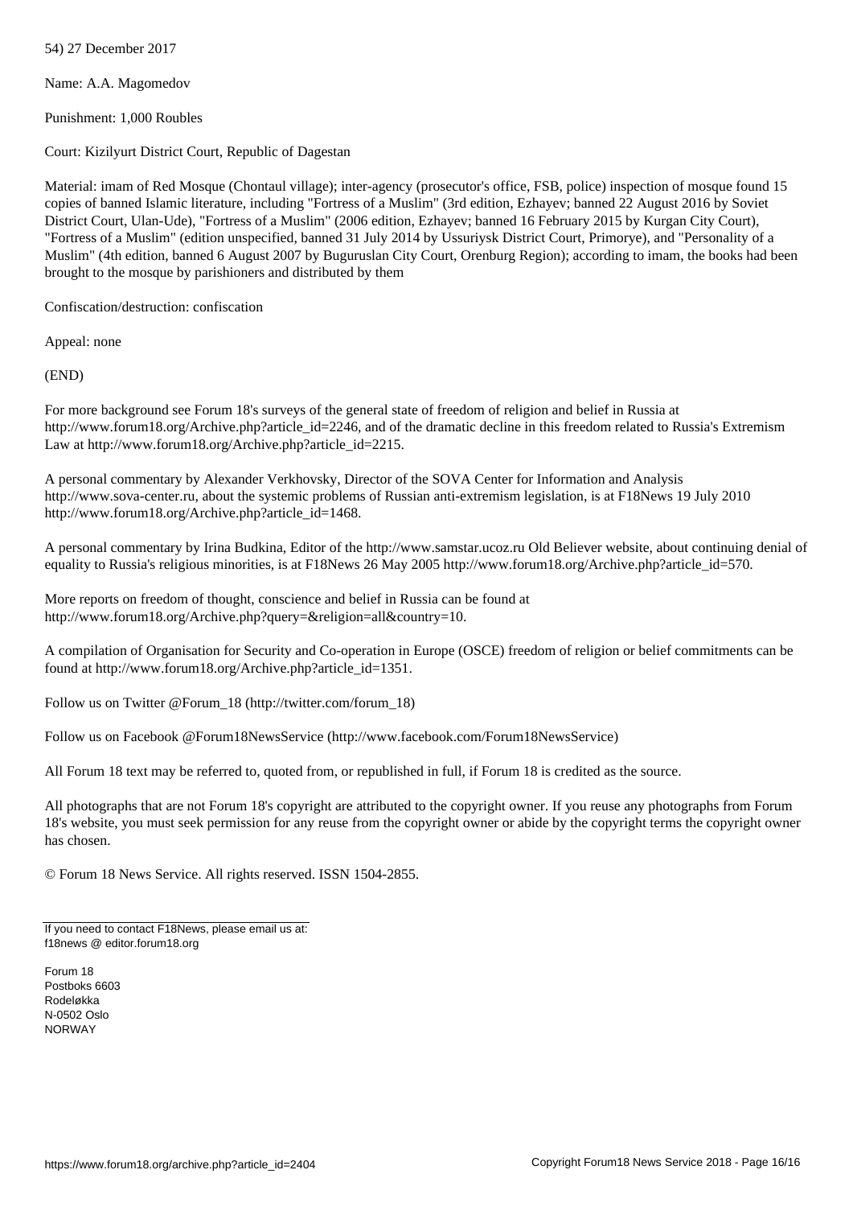54) 27 December 2017

Name: A.A. Magomedov

Punishment: 1,000 Roubles

Court: Kizilyurt District Court, Republic of Dagestan

Material: imam of Red Mosque (Chontaul village); inter-agency (prosecutor's office, FSB, police) inspection of mosque found 15 copies of banned Islamic literature, including "Fortress of a Muslim" (3rd edition, Ezhayev; banned 22 August 2016 by Soviet District Court, Ulan-Ude), "Fortress of a Muslim" (2006 edition, Ezhayev; banned 16 February 2015 by Kurgan City Court), "Fortress of a Muslim" (edition unspecified, banned 31 July 2014 by Ussuriysk District Court, Primorye), and "Personality of a Muslim" (4th edition, banned 6 August 2007 by Buguruslan City Court, Orenburg Region); according to imam, the books had been brought to the mosque by parishioners and distributed by them

Confiscation/destruction: confiscation

Appeal: none

(END)

For more background see Forum 18's surveys of the general state of freedom of religion and belief in Russia at http://www.forum18.org/Archive.php?article_id=2246, and of the dramatic decline in this freedom related to Russia's Extremism Law at http://www.forum18.org/Archive.php?article_id=2215.

A personal commentary by Alexander Verkhovsky, Director of the SOVA Center for Information and Analysis http://www.sova-center.ru, about the systemic problems of Russian anti-extremism legislation, is at F18News 19 July 2010 http://www.forum18.org/Archive.php?article_id=1468.

A personal commentary by Irina Budkina, Editor of the http://www.samstar.ucoz.ru Old Believer website, about continuing denial of equality to Russia's religious minorities, is at F18News 26 May 2005 http://www.forum18.org/Archive.php?article_id=570.

More reports on freedom of thought, conscience and belief in Russia can be found at http://www.forum18.org/Archive.php?query=&religion=all&country=10.

A compilation of Organisation for Security and Co-operation in Europe (OSCE) freedom of religion or belief commitments can be found at http://www.forum18.org/Archive.php?article_id=1351.

Follow us on Twitter @Forum_18 (http://twitter.com/forum_18)

Follow us on Facebook @Forum18NewsService (http://www.facebook.com/Forum18NewsService)

All Forum 18 text may be referred to, quoted from, or republished in full, if Forum 18 is credited as the source.

All photographs that are not Forum 18's copyright are attributed to the copyright owner. If you reuse any photographs from Forum 18's website, you must seek permission for any reuse from the copyright owner or abide by the copyright terms the copyright owner has chosen.

© Forum 18 News Service. All rights reserved. ISSN 1504-2855.

If you need to contact F18News, please email us at:
f18news @ editor.forum18.org

Forum 18
Postboks 6603
Rodeløkka
N-0502 Oslo
NORWAY